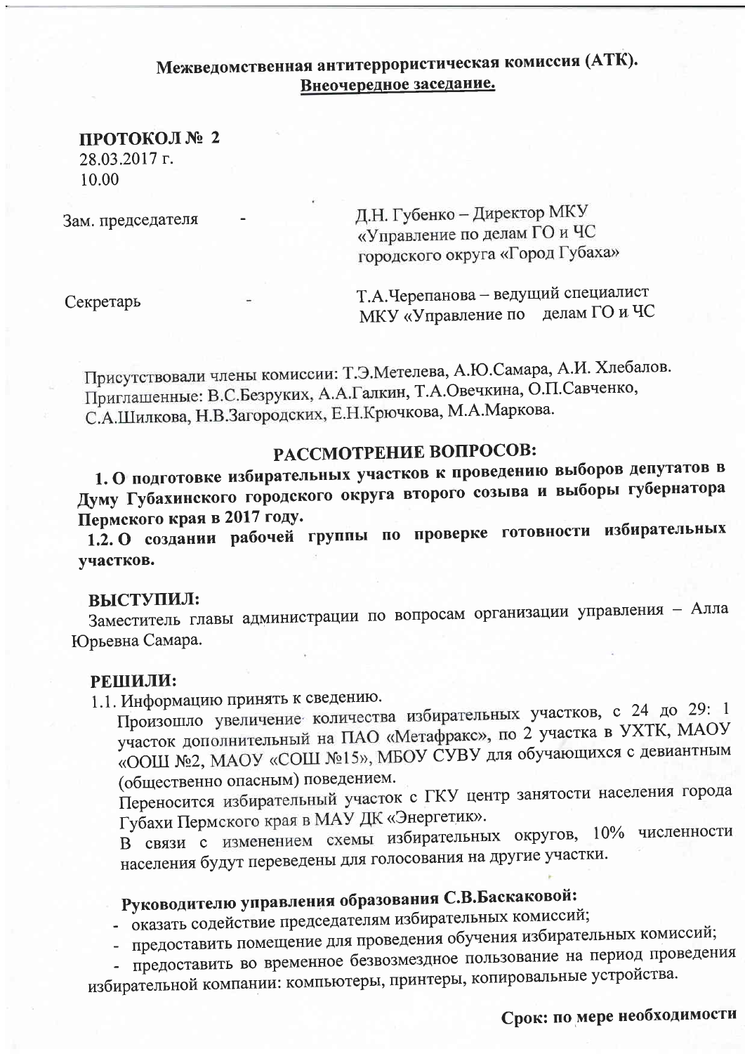## Межведомственная антитеррористическая комиссия (АТК).
**Внеочередное заседание.**

**ПРОТОКОЛ № 2**
28.03.2017 г.
10.00

Зам. председателя - Д.Н. Губенко – Директор МКУ «Управление по делам ГО и ЧС городского округа «Город Губаха»

Секретарь - Т.А.Черепанова – ведущий специалист МКУ «Управление по делам ГО и ЧС

Присутствовали члены комиссии: Т.Э.Метелева, А.Ю.Самара, А.И. Хлебалов.
Приглашенные: В.С.Безруких, А.А.Галкин, Т.А.Овечкина, О.П.Савченко, С.А.Шилкова, Н.В.Загородских, Е.Н.Крючкова, М.А.Маркова.

## РАССМОТРЕНИЕ ВОПРОСОВ:

**1. О подготовке избирательных участков к проведению выборов депутатов в Думу Губахинского городского округа второго созыва и выборы губернатора Пермского края в 2017 году.**

**1.2. О создании рабочей группы по проверке готовности избирательных участков.**

**ВЫСТУПИЛ:**
Заместитель главы администрации по вопросам организации управления – Алла Юрьевна Самара.

**РЕШИЛИ:**

1.1. Информацию принять к сведению.

Произошло увеличение количества избирательных участков, с 24 до 29: 1 участок дополнительный на ПАО «Метафракс», по 2 участка в УХТК, МАОУ «ООШ №2, МАОУ «СОШ №15», МБОУ СУВУ для обучающихся с девиантным (общественно опасным) поведением.

Переносится избирательный участок с ГКУ центр занятости населения города Губахи Пермского края в МАУ ДК «Энергетик».

В связи с изменением схемы избирательных округов, 10% численности населения будут переведены для голосования на другие участки.

**Руководителю управления образования С.В.Баскаковой:**

- оказать содействие председателям избирательных комиссий;
- предоставить помещение для проведения обучения избирательных комиссий;
- предоставить во временное безвозмездное пользование на период проведения избирательной компании: компьютеры, принтеры, копировальные устройства.

**Срок: по мере необходимости**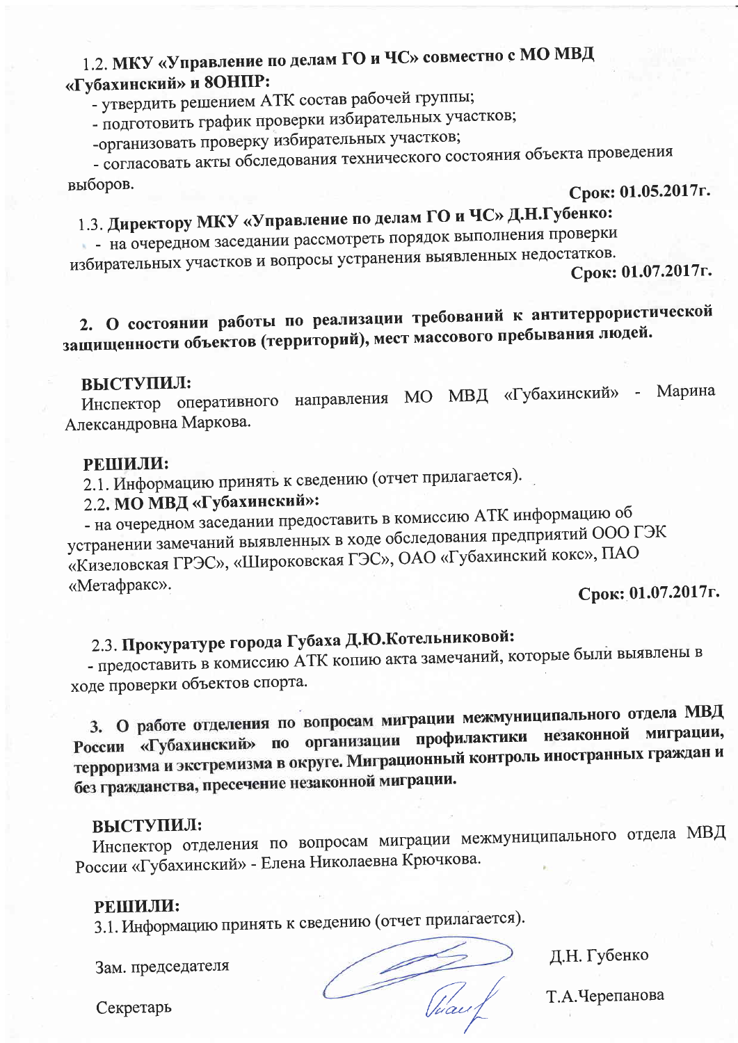1.2. **МКУ «Управление по делам ГО и ЧС» совместно с МО МВД «Губахинский» и 8ОНПР:**

- утвердить решением АТК состав рабочей группы;
- подготовить график проверки избирательных участков;
- организовать проверку избирательных участков;
- согласовать акты обследования технического состояния объекта проведения выборов.

**Срок: 01.05.2017г.**

1.3. **Директору МКУ «Управление по делам ГО и ЧС» Д.Н.Губенко:**

- на очередном заседании рассмотреть порядок выполнения проверки избирательных участков и вопросы устранения выявленных недостатков.

**Срок: 01.07.2017г.**

**2. О состоянии работы по реализации требований к антитеррористической защищенности объектов (территорий), мест массового пребывания людей.**

**ВЫСТУПИЛ:**

Инспектор оперативного направления МО МВД «Губахинский» - Марина Александровна Маркова.

**РЕШИЛИ:**

2.1. Информацию принять к сведению (отчет прилагается).

2.2. **МО МВД «Губахинский»:**

- на очередном заседании предоставить в комиссию АТК информацию об устранении замечаний выявленных в ходе обследования предприятий ООО ГЭК «Кизеловская ГРЭС», «Широковская ГЭС», ОАО «Губахинский кокс», ПАО «Метафракс».

**Срок: 01.07.2017г.**

2.3. **Прокуратуре города Губаха Д.Ю.Котельниковой:**

- предоставить в комиссию АТК копию акта замечаний, которые были выявлены в ходе проверки объектов спорта.

**3. О работе отделения по вопросам миграции межмуниципального отдела МВД России «Губахинский» по организации профилактики незаконной миграции, терроризма и экстремизма в округе. Миграционный контроль иностранных граждан и без гражданства, пресечение незаконной миграции.**

**ВЫСТУПИЛ:**

Инспектор отделения по вопросам миграции межмуниципального отдела МВД России «Губахинский» - Елена Николаевна Крючкова.

**РЕШИЛИ:**

3.1. Информацию принять к сведению (отчет прилагается).

Зам. председателя Д.Н. Губенко

Секретарь Т.А.Черепанова